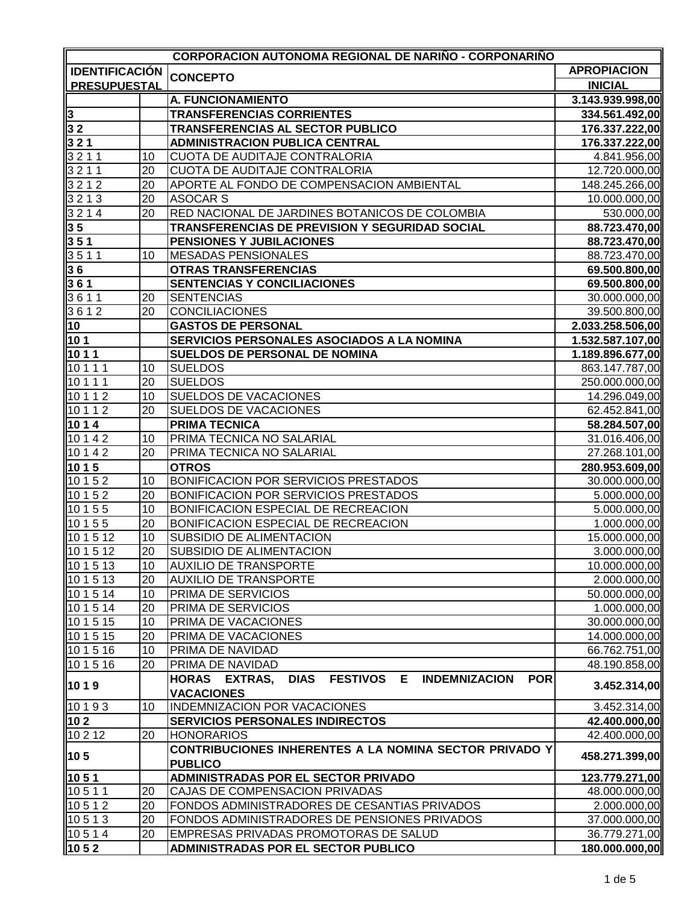| CORPORACION AUTONOMA REGIONAL DE NARIÑO - CORPONARIÑO | | | |
|---|---|---|---|
| **IDENTIFICACIÓN PRESUPUESTAL** | | **CONCEPTO** | **APROPIACION INICIAL** |
| | | **A. FUNCIONAMIENTO** | **3.143.939.998,00** |
| **3** | | **TRANSFERENCIAS CORRIENTES** | **334.561.492,00** |
| **3 2** | | **TRANSFERENCIAS AL SECTOR PUBLICO** | **176.337.222,00** |
| **3 2 1** | | **ADMINISTRACION PUBLICA CENTRAL** | **176.337.222,00** |
| 3 2 1 1 | 10 | CUOTA DE AUDITAJE CONTRALORIA | 4.841.956,00 |
| 3 2 1 1 | 20 | CUOTA DE AUDITAJE CONTRALORIA | 12.720.000,00 |
| 3 2 1 2 | 20 | APORTE AL FONDO DE COMPENSACION AMBIENTAL | 148.245.266,00 |
| 3 2 1 3 | 20 | ASOCAR S | 10.000.000,00 |
| 3 2 1 4 | 20 | RED NACIONAL DE JARDINES BOTANICOS DE COLOMBIA | 530.000,00 |
| **3 5** | | **TRANSFERENCIAS DE PREVISION Y SEGURIDAD SOCIAL** | **88.723.470,00** |
| **3 5 1** | | **PENSIONES Y JUBILACIONES** | **88.723.470,00** |
| 3 5 1 1 | 10 | MESADAS PENSIONALES | 88.723.470,00 |
| **3 6** | | **OTRAS TRANSFERENCIAS** | **69.500.800,00** |
| **3 6 1** | | **SENTENCIAS Y CONCILIACIONES** | **69.500.800,00** |
| 3 6 1 1 | 20 | SENTENCIAS | 30.000.000,00 |
| 3 6 1 2 | 20 | CONCILIACIONES | 39.500.800,00 |
| **10** | | **GASTOS DE PERSONAL** | **2.033.258.506,00** |
| **10 1** | | **SERVICIOS PERSONALES ASOCIADOS A LA NOMINA** | **1.532.587.107,00** |
| **10 1 1** | | **SUELDOS DE PERSONAL DE NOMINA** | **1.189.896.677,00** |
| 10 1 1 1 | 10 | SUELDOS | 863.147.787,00 |
| 10 1 1 1 | 20 | SUELDOS | 250.000.000,00 |
| 10 1 1 2 | 10 | SUELDOS DE VACACIONES | 14.296.049,00 |
| 10 1 1 2 | 20 | SUELDOS DE VACACIONES | 62.452.841,00 |
| **10 1 4** | | **PRIMA TECNICA** | **58.284.507,00** |
| 10 1 4 2 | 10 | PRIMA TECNICA NO SALARIAL | 31.016.406,00 |
| 10 1 4 2 | 20 | PRIMA TECNICA NO SALARIAL | 27.268.101,00 |
| **10 1 5** | | **OTROS** | **280.953.609,00** |
| 10 1 5 2 | 10 | BONIFICACION POR SERVICIOS PRESTADOS | 30.000.000,00 |
| 10 1 5 2 | 20 | BONIFICACION POR SERVICIOS PRESTADOS | 5.000.000,00 |
| 10 1 5 5 | 10 | BONIFICACION ESPECIAL DE RECREACION | 5.000.000,00 |
| 10 1 5 5 | 20 | BONIFICACION ESPECIAL DE RECREACION | 1.000.000,00 |
| 10 1 5 12 | 10 | SUBSIDIO DE ALIMENTACION | 15.000.000,00 |
| 10 1 5 12 | 20 | SUBSIDIO DE ALIMENTACION | 3.000.000,00 |
| 10 1 5 13 | 10 | AUXILIO DE TRANSPORTE | 10.000.000,00 |
| 10 1 5 13 | 20 | AUXILIO DE TRANSPORTE | 2.000.000,00 |
| 10 1 5 14 | 10 | PRIMA DE SERVICIOS | 50.000.000,00 |
| 10 1 5 14 | 20 | PRIMA DE SERVICIOS | 1.000.000,00 |
| 10 1 5 15 | 10 | PRIMA DE VACACIONES | 30.000.000,00 |
| 10 1 5 15 | 20 | PRIMA DE VACACIONES | 14.000.000,00 |
| 10 1 5 16 | 10 | PRIMA DE NAVIDAD | 66.762.751,00 |
| 10 1 5 16 | 20 | PRIMA DE NAVIDAD | 48.190.858,00 |
| **10 1 9** | | **HORAS EXTRAS, DIAS FESTIVOS E INDEMNIZACION POR VACACIONES** | **3.452.314,00** |
| 10 1 9 3 | 10 | INDEMNIZACION POR VACACIONES | 3.452.314,00 |
| **10 2** | | **SERVICIOS PERSONALES INDIRECTOS** | **42.400.000,00** |
| 10 2 12 | 20 | HONORARIOS | 42.400.000,00 |
| **10 5** | | **CONTRIBUCIONES INHERENTES A LA NOMINA SECTOR PRIVADO Y PUBLICO** | **458.271.399,00** |
| **10 5 1** | | **ADMINISTRADAS POR EL SECTOR PRIVADO** | **123.779.271,00** |
| 10 5 1 1 | 20 | CAJAS DE COMPENSACION PRIVADAS | 48.000.000,00 |
| 10 5 1 2 | 20 | FONDOS ADMINISTRADORES DE CESANTIAS PRIVADOS | 2.000.000,00 |
| 10 5 1 3 | 20 | FONDOS ADMINISTRADORES DE PENSIONES PRIVADOS | 37.000.000,00 |
| 10 5 1 4 | 20 | EMPRESAS PRIVADAS PROMOTORAS DE SALUD | 36.779.271,00 |
| **10 5 2** | | **ADMINISTRADAS POR EL SECTOR PUBLICO** | **180.000.000,00** |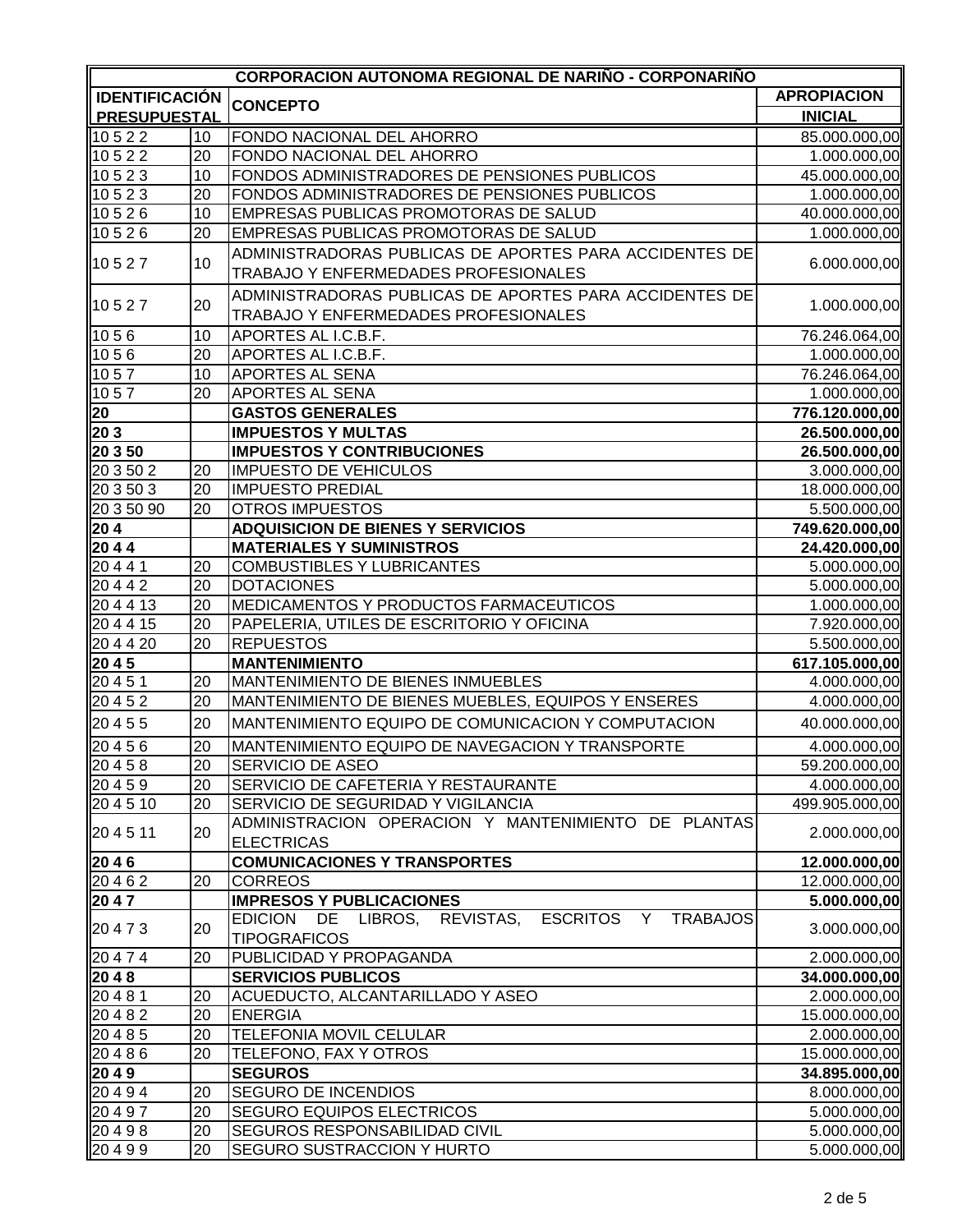| CORPORACION AUTONOMA REGIONAL DE NARIÑO - CORPONARIÑO | | | |
|---|---|---|---|
| **IDENTIFICACIÓN PRESUPUESTAL** | | **CONCEPTO** | **APROPIACION INICIAL** |
| 10 5 2 2 | 10 | FONDO NACIONAL DEL AHORRO | 85.000.000,00 |
| 10 5 2 2 | 20 | FONDO NACIONAL DEL AHORRO | 1.000.000,00 |
| 10 5 2 3 | 10 | FONDOS ADMINISTRADORES DE PENSIONES PUBLICOS | 45.000.000,00 |
| 10 5 2 3 | 20 | FONDOS ADMINISTRADORES DE PENSIONES PUBLICOS | 1.000.000,00 |
| 10 5 2 6 | 10 | EMPRESAS PUBLICAS PROMOTORAS DE SALUD | 40.000.000,00 |
| 10 5 2 6 | 20 | EMPRESAS PUBLICAS PROMOTORAS DE SALUD | 1.000.000,00 |
| 10 5 2 7 | 10 | ADMINISTRADORAS PUBLICAS DE APORTES PARA ACCIDENTES DE TRABAJO Y ENFERMEDADES PROFESIONALES | 6.000.000,00 |
| 10 5 2 7 | 20 | ADMINISTRADORAS PUBLICAS DE APORTES PARA ACCIDENTES DE TRABAJO Y ENFERMEDADES PROFESIONALES | 1.000.000,00 |
| 10 5 6 | 10 | APORTES AL I.C.B.F. | 76.246.064,00 |
| 10 5 6 | 20 | APORTES AL I.C.B.F. | 1.000.000,00 |
| 10 5 7 | 10 | APORTES AL SENA | 76.246.064,00 |
| 10 5 7 | 20 | APORTES AL SENA | 1.000.000,00 |
| **20** | | **GASTOS GENERALES** | **776.120.000,00** |
| **20 3** | | **IMPUESTOS Y MULTAS** | **26.500.000,00** |
| **20 3 50** | | **IMPUESTOS Y CONTRIBUCIONES** | **26.500.000,00** |
| 20 3 50 2 | 20 | IMPUESTO DE VEHICULOS | 3.000.000,00 |
| 20 3 50 3 | 20 | IMPUESTO PREDIAL | 18.000.000,00 |
| 20 3 50 90 | 20 | OTROS IMPUESTOS | 5.500.000,00 |
| **20 4** | | **ADQUISICION DE BIENES Y SERVICIOS** | **749.620.000,00** |
| **20 4 4** | | **MATERIALES Y SUMINISTROS** | **24.420.000,00** |
| 20 4 4 1 | 20 | COMBUSTIBLES Y LUBRICANTES | 5.000.000,00 |
| 20 4 4 2 | 20 | DOTACIONES | 5.000.000,00 |
| 20 4 4 13 | 20 | MEDICAMENTOS Y PRODUCTOS FARMACEUTICOS | 1.000.000,00 |
| 20 4 4 15 | 20 | PAPELERIA, UTILES DE ESCRITORIO Y OFICINA | 7.920.000,00 |
| 20 4 4 20 | 20 | REPUESTOS | 5.500.000,00 |
| **20 4 5** | | **MANTENIMIENTO** | **617.105.000,00** |
| 20 4 5 1 | 20 | MANTENIMIENTO DE BIENES INMUEBLES | 4.000.000,00 |
| 20 4 5 2 | 20 | MANTENIMIENTO DE BIENES MUEBLES, EQUIPOS Y ENSERES | 4.000.000,00 |
| 20 4 5 5 | 20 | MANTENIMIENTO EQUIPO DE COMUNICACION Y COMPUTACION | 40.000.000,00 |
| 20 4 5 6 | 20 | MANTENIMIENTO EQUIPO DE NAVEGACION Y TRANSPORTE | 4.000.000,00 |
| 20 4 5 8 | 20 | SERVICIO DE ASEO | 59.200.000,00 |
| 20 4 5 9 | 20 | SERVICIO DE CAFETERIA Y RESTAURANTE | 4.000.000,00 |
| 20 4 5 10 | 20 | SERVICIO DE SEGURIDAD Y VIGILANCIA | 499.905.000,00 |
| 20 4 5 11 | 20 | ADMINISTRACION OPERACION Y MANTENIMIENTO DE PLANTAS ELECTRICAS | 2.000.000,00 |
| **20 4 6** | | **COMUNICACIONES Y TRANSPORTES** | **12.000.000,00** |
| 20 4 6 2 | 20 | CORREOS | 12.000.000,00 |
| **20 4 7** | | **IMPRESOS Y PUBLICACIONES** | **5.000.000,00** |
| 20 4 7 3 | 20 | EDICION DE LIBROS, REVISTAS, ESCRITOS Y TRABAJOS TIPOGRAFICOS | 3.000.000,00 |
| 20 4 7 4 | 20 | PUBLICIDAD Y PROPAGANDA | 2.000.000,00 |
| **20 4 8** | | **SERVICIOS PUBLICOS** | **34.000.000,00** |
| 20 4 8 1 | 20 | ACUEDUCTO, ALCANTARILLADO Y ASEO | 2.000.000,00 |
| 20 4 8 2 | 20 | ENERGIA | 15.000.000,00 |
| 20 4 8 5 | 20 | TELEFONIA MOVIL CELULAR | 2.000.000,00 |
| 20 4 8 6 | 20 | TELEFONO, FAX Y OTROS | 15.000.000,00 |
| **20 4 9** | | **SEGUROS** | **34.895.000,00** |
| 20 4 9 4 | 20 | SEGURO DE INCENDIOS | 8.000.000,00 |
| 20 4 9 7 | 20 | SEGURO EQUIPOS ELECTRICOS | 5.000.000,00 |
| 20 4 9 8 | 20 | SEGUROS RESPONSABILIDAD CIVIL | 5.000.000,00 |
| 20 4 9 9 | 20 | SEGURO SUSTRACCION Y HURTO | 5.000.000,00 |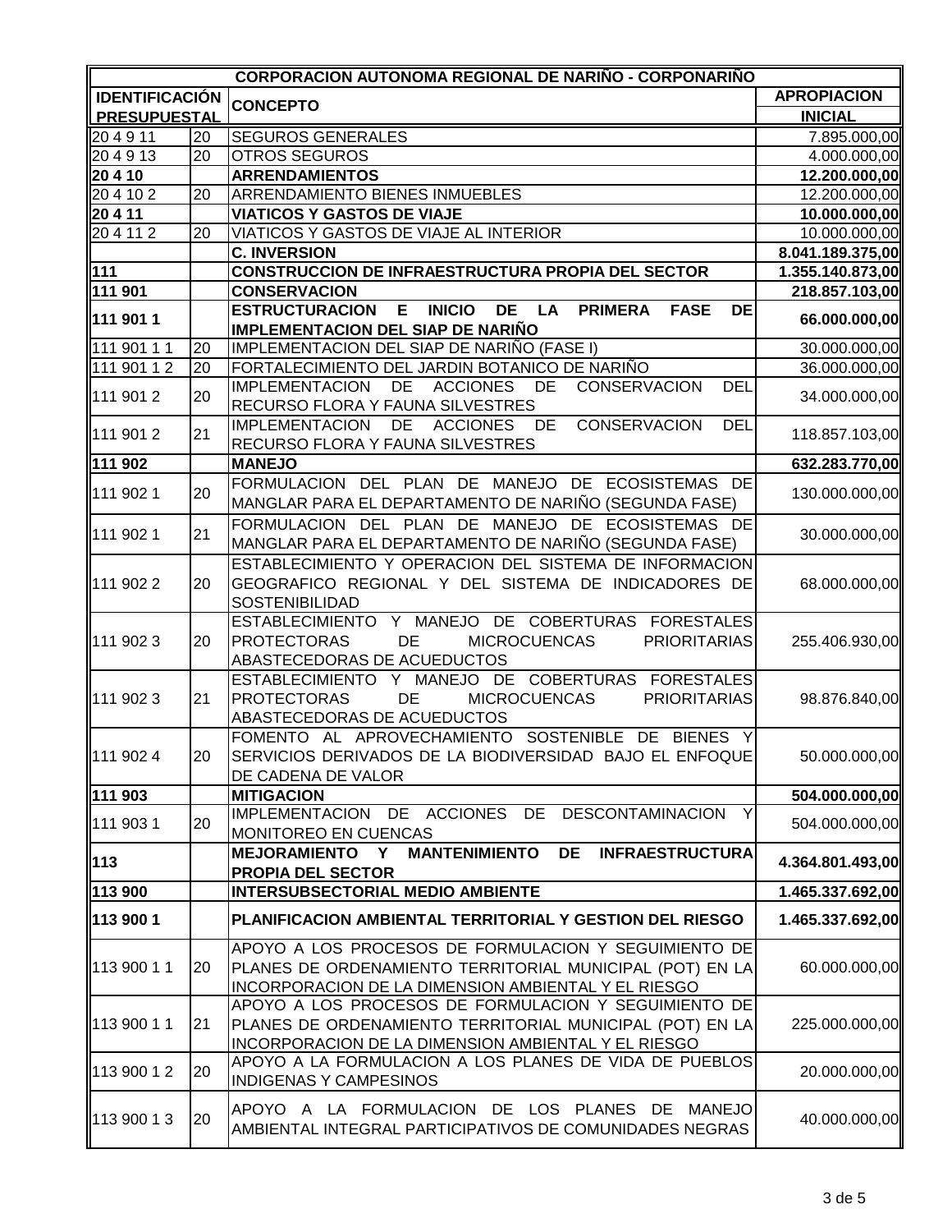| CORPORACION AUTONOMA REGIONAL DE NARIÑO - CORPONARIÑO | | | |
|---|---|---|---|
| **IDENTIFICACIÓN PRESUPUESTAL** | | **CONCEPTO** | **APROPIACION INICIAL** |
| 20 4 9 11 | 20 | SEGUROS GENERALES | 7.895.000,00 |
| 20 4 9 13 | 20 | OTROS SEGUROS | 4.000.000,00 |
| **20 4 10** | | **ARRENDAMIENTOS** | **12.200.000,00** |
| 20 4 10 2 | 20 | ARRENDAMIENTO BIENES INMUEBLES | 12.200.000,00 |
| **20 4 11** | | **VIATICOS Y GASTOS DE VIAJE** | **10.000.000,00** |
| 20 4 11 2 | 20 | VIATICOS Y GASTOS DE VIAJE AL INTERIOR | 10.000.000,00 |
| | | **C. INVERSION** | **8.041.189.375,00** |
| **111** | | **CONSTRUCCION DE INFRAESTRUCTURA PROPIA DEL SECTOR** | **1.355.140.873,00** |
| **111 901** | | **CONSERVACION** | **218.857.103,00** |
| **111 901 1** | | **ESTRUCTURACION E INICIO DE LA PRIMERA FASE DE IMPLEMENTACION DEL SIAP DE NARIÑO** | **66.000.000,00** |
| 111 901 1 1 | 20 | IMPLEMENTACION DEL SIAP DE NARIÑO (FASE I) | 30.000.000,00 |
| 111 901 1 2 | 20 | FORTALECIMIENTO DEL JARDIN BOTANICO DE NARIÑO | 36.000.000,00 |
| 111 901 2 | 20 | IMPLEMENTACION DE ACCIONES DE CONSERVACION DEL RECURSO FLORA Y FAUNA SILVESTRES | 34.000.000,00 |
| 111 901 2 | 21 | IMPLEMENTACION DE ACCIONES DE CONSERVACION DEL RECURSO FLORA Y FAUNA SILVESTRES | 118.857.103,00 |
| **111 902** | | **MANEJO** | **632.283.770,00** |
| 111 902 1 | 20 | FORMULACION DEL PLAN DE MANEJO DE ECOSISTEMAS DE MANGLAR PARA EL DEPARTAMENTO DE NARIÑO (SEGUNDA FASE) | 130.000.000,00 |
| 111 902 1 | 21 | FORMULACION DEL PLAN DE MANEJO DE ECOSISTEMAS DE MANGLAR PARA EL DEPARTAMENTO DE NARIÑO (SEGUNDA FASE) | 30.000.000,00 |
| 111 902 2 | 20 | ESTABLECIMIENTO Y OPERACION DEL SISTEMA DE INFORMACION GEOGRAFICO REGIONAL Y DEL SISTEMA DE INDICADORES DE SOSTENIBILIDAD | 68.000.000,00 |
| 111 902 3 | 20 | ESTABLECIMIENTO Y MANEJO DE COBERTURAS FORESTALES PROTECTORAS DE MICROCUENCAS PRIORITARIAS ABASTECEDORAS DE ACUEDUCTOS | 255.406.930,00 |
| 111 902 3 | 21 | ESTABLECIMIENTO Y MANEJO DE COBERTURAS FORESTALES PROTECTORAS DE MICROCUENCAS PRIORITARIAS ABASTECEDORAS DE ACUEDUCTOS | 98.876.840,00 |
| 111 902 4 | 20 | FOMENTO AL APROVECHAMIENTO SOSTENIBLE DE BIENES Y SERVICIOS DERIVADOS DE LA BIODIVERSIDAD BAJO EL ENFOQUE DE CADENA DE VALOR | 50.000.000,00 |
| **111 903** | | **MITIGACION** | **504.000.000,00** |
| 111 903 1 | 20 | IMPLEMENTACION DE ACCIONES DE DESCONTAMINACION Y MONITOREO EN CUENCAS | 504.000.000,00 |
| **113** | | **MEJORAMIENTO Y MANTENIMIENTO DE INFRAESTRUCTURA PROPIA DEL SECTOR** | **4.364.801.493,00** |
| **113 900** | | **INTERSUBSECTORIAL MEDIO AMBIENTE** | **1.465.337.692,00** |
| **113 900 1** | | **PLANIFICACION AMBIENTAL TERRITORIAL Y GESTION DEL RIESGO** | **1.465.337.692,00** |
| 113 900 1 1 | 20 | APOYO A LOS PROCESOS DE FORMULACION Y SEGUIMIENTO DE PLANES DE ORDENAMIENTO TERRITORIAL MUNICIPAL (POT) EN LA INCORPORACION DE LA DIMENSION AMBIENTAL Y EL RIESGO | 60.000.000,00 |
| 113 900 1 1 | 21 | APOYO A LOS PROCESOS DE FORMULACION Y SEGUIMIENTO DE PLANES DE ORDENAMIENTO TERRITORIAL MUNICIPAL (POT) EN LA INCORPORACION DE LA DIMENSION AMBIENTAL Y EL RIESGO | 225.000.000,00 |
| 113 900 1 2 | 20 | APOYO A LA FORMULACION A LOS PLANES DE VIDA DE PUEBLOS INDIGENAS Y CAMPESINOS | 20.000.000,00 |
| 113 900 1 3 | 20 | APOYO A LA FORMULACION DE LOS PLANES DE MANEJO AMBIENTAL INTEGRAL PARTICIPATIVOS DE COMUNIDADES NEGRAS | 40.000.000,00 |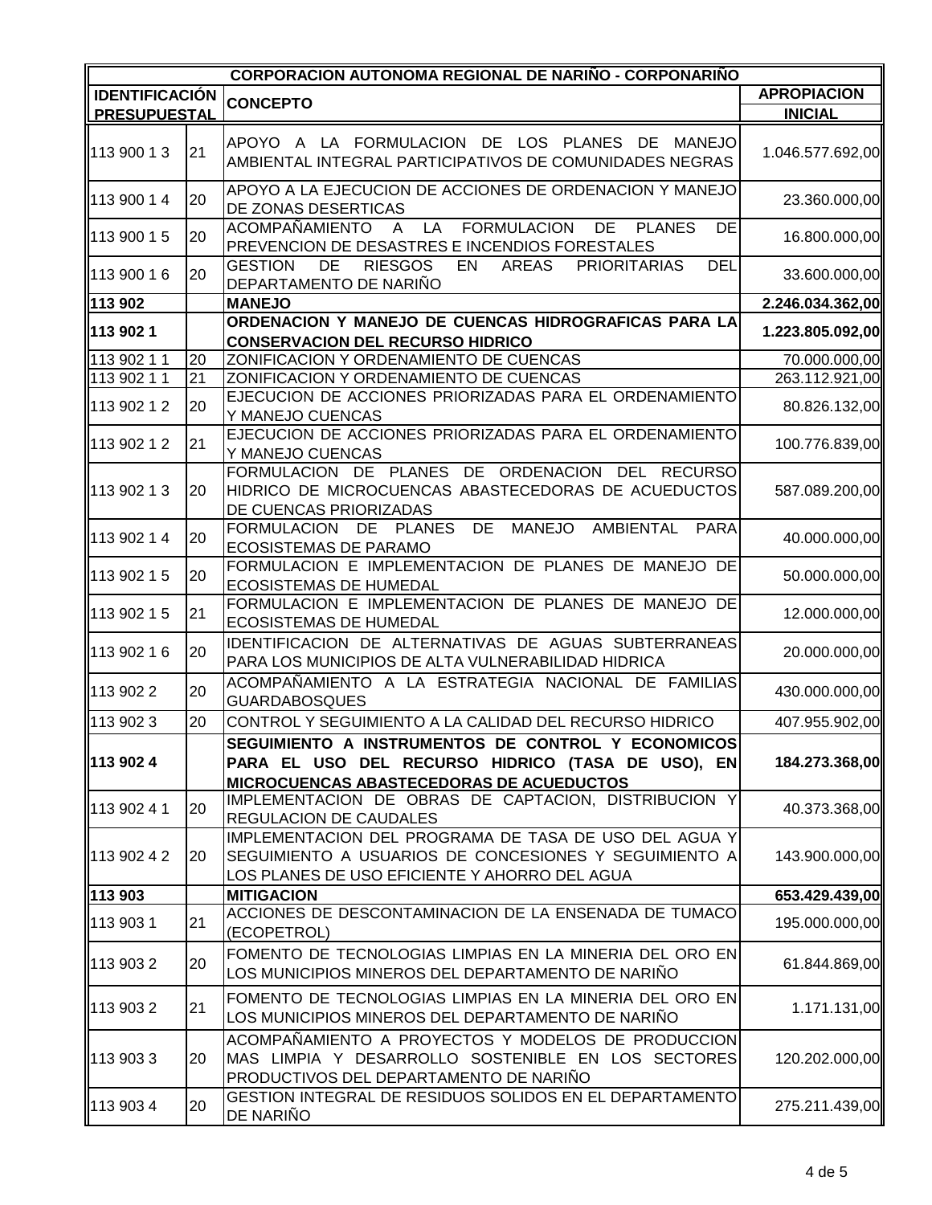| CORPORACION AUTONOMA REGIONAL DE NARIÑO - CORPONARIÑO | | | |
|---|---|---|---|
| **IDENTIFICACIÓN PRESUPUESTAL** | | **CONCEPTO** | **APROPIACION INICIAL** |
| 113 900 1 3 | 21 | APOYO A LA FORMULACION DE LOS PLANES DE MANEJO AMBIENTAL INTEGRAL PARTICIPATIVOS DE COMUNIDADES NEGRAS | 1.046.577.692,00 |
| 113 900 1 4 | 20 | APOYO A LA EJECUCION DE ACCIONES DE ORDENACION Y MANEJO DE ZONAS DESERTICAS | 23.360.000,00 |
| 113 900 1 5 | 20 | ACOMPAÑAMIENTO A LA FORMULACION DE PLANES DE PREVENCION DE DESASTRES E INCENDIOS FORESTALES | 16.800.000,00 |
| 113 900 1 6 | 20 | GESTION DE RIESGOS EN AREAS PRIORITARIAS DEL DEPARTAMENTO DE NARIÑO | 33.600.000,00 |
| **113 902** | | **MANEJO** | **2.246.034.362,00** |
| **113 902 1** | | **ORDENACION Y MANEJO DE CUENCAS HIDROGRAFICAS PARA LA CONSERVACION DEL RECURSO HIDRICO** | **1.223.805.092,00** |
| 113 902 1 1 | 20 | ZONIFICACION Y ORDENAMIENTO DE CUENCAS | 70.000.000,00 |
| 113 902 1 1 | 21 | ZONIFICACION Y ORDENAMIENTO DE CUENCAS | 263.112.921,00 |
| 113 902 1 2 | 20 | EJECUCION DE ACCIONES PRIORIZADAS PARA EL ORDENAMIENTO Y MANEJO CUENCAS | 80.826.132,00 |
| 113 902 1 2 | 21 | EJECUCION DE ACCIONES PRIORIZADAS PARA EL ORDENAMIENTO Y MANEJO CUENCAS | 100.776.839,00 |
| 113 902 1 3 | 20 | FORMULACION DE PLANES DE ORDENACION DEL RECURSO HIDRICO DE MICROCUENCAS ABASTECEDORAS DE ACUEDUCTOS DE CUENCAS PRIORIZADAS | 587.089.200,00 |
| 113 902 1 4 | 20 | FORMULACION DE PLANES DE MANEJO AMBIENTAL PARA ECOSISTEMAS DE PARAMO | 40.000.000,00 |
| 113 902 1 5 | 20 | FORMULACION E IMPLEMENTACION DE PLANES DE MANEJO DE ECOSISTEMAS DE HUMEDAL | 50.000.000,00 |
| 113 902 1 5 | 21 | FORMULACION E IMPLEMENTACION DE PLANES DE MANEJO DE ECOSISTEMAS DE HUMEDAL | 12.000.000,00 |
| 113 902 1 6 | 20 | IDENTIFICACION DE ALTERNATIVAS DE AGUAS SUBTERRANEAS PARA LOS MUNICIPIOS DE ALTA VULNERABILIDAD HIDRICA | 20.000.000,00 |
| 113 902 2 | 20 | ACOMPAÑAMIENTO A LA ESTRATEGIA NACIONAL DE FAMILIAS GUARDABOSQUES | 430.000.000,00 |
| 113 902 3 | 20 | CONTROL Y SEGUIMIENTO A LA CALIDAD DEL RECURSO HIDRICO | 407.955.902,00 |
| **113 902 4** | | **SEGUIMIENTO A INSTRUMENTOS DE CONTROL Y ECONOMICOS PARA EL USO DEL RECURSO HIDRICO (TASA DE USO), EN MICROCUENCAS ABASTECEDORAS DE ACUEDUCTOS** | **184.273.368,00** |
| 113 902 4 1 | 20 | IMPLEMENTACION DE OBRAS DE CAPTACION, DISTRIBUCION Y REGULACION DE CAUDALES | 40.373.368,00 |
| 113 902 4 2 | 20 | IMPLEMENTACION DEL PROGRAMA DE TASA DE USO DEL AGUA Y SEGUIMIENTO A USUARIOS DE CONCESIONES Y SEGUIMIENTO A LOS PLANES DE USO EFICIENTE Y AHORRO DEL AGUA | 143.900.000,00 |
| **113 903** | | **MITIGACION** | **653.429.439,00** |
| 113 903 1 | 21 | ACCIONES DE DESCONTAMINACION DE LA ENSENADA DE TUMACO (ECOPETROL) | 195.000.000,00 |
| 113 903 2 | 20 | FOMENTO DE TECNOLOGIAS LIMPIAS EN LA MINERIA DEL ORO EN LOS MUNICIPIOS MINEROS DEL DEPARTAMENTO DE NARIÑO | 61.844.869,00 |
| 113 903 2 | 21 | FOMENTO DE TECNOLOGIAS LIMPIAS EN LA MINERIA DEL ORO EN LOS MUNICIPIOS MINEROS DEL DEPARTAMENTO DE NARIÑO | 1.171.131,00 |
| 113 903 3 | 20 | ACOMPAÑAMIENTO A PROYECTOS Y MODELOS DE PRODUCCION MAS LIMPIA Y DESARROLLO SOSTENIBLE EN LOS SECTORES PRODUCTIVOS DEL DEPARTAMENTO DE NARIÑO | 120.202.000,00 |
| 113 903 4 | 20 | GESTION INTEGRAL DE RESIDUOS SOLIDOS EN EL DEPARTAMENTO DE NARIÑO | 275.211.439,00 |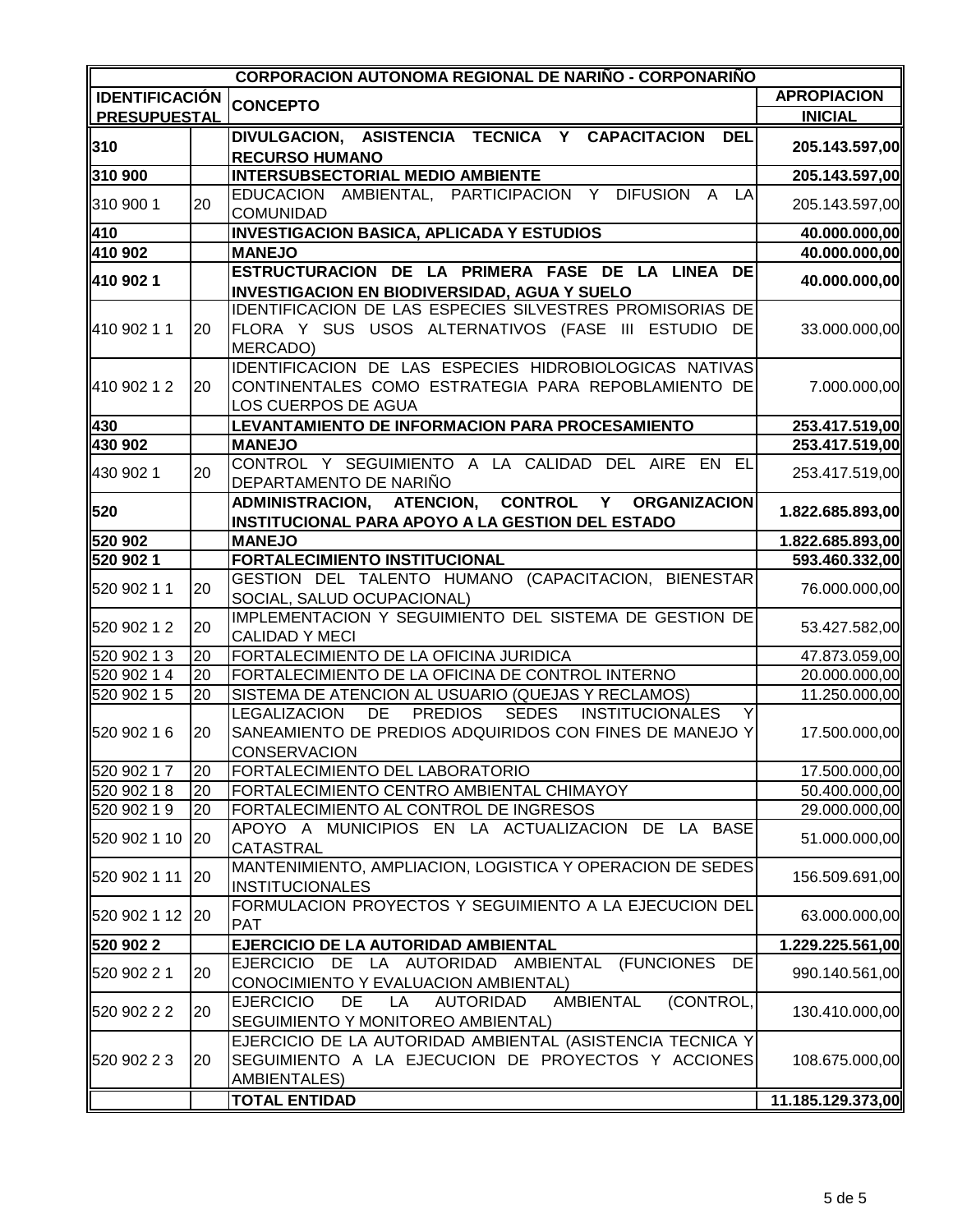| CORPORACION AUTONOMA REGIONAL DE NARIÑO - CORPONARIÑO | | | |
|---|---|---|---|
| **IDENTIFICACIÓN PRESUPUESTAL** | | **CONCEPTO** | **APROPIACION INICIAL** |
| **310** | | **DIVULGACION, ASISTENCIA TECNICA Y CAPACITACION DEL RECURSO HUMANO** | **205.143.597,00** |
| **310 900** | | **INTERSUBSECTORIAL MEDIO AMBIENTE** | **205.143.597,00** |
| 310 900 1 | 20 | EDUCACION AMBIENTAL, PARTICIPACION Y DIFUSION A LA COMUNIDAD | 205.143.597,00 |
| **410** | | **INVESTIGACION BASICA, APLICADA Y ESTUDIOS** | **40.000.000,00** |
| **410 902** | | **MANEJO** | **40.000.000,00** |
| **410 902 1** | | **ESTRUCTURACION DE LA PRIMERA FASE DE LA LINEA DE INVESTIGACION EN BIODIVERSIDAD, AGUA Y SUELO** | **40.000.000,00** |
| 410 902 1 1 | 20 | IDENTIFICACION DE LAS ESPECIES SILVESTRES PROMISORIAS DE FLORA Y SUS USOS ALTERNATIVOS (FASE III ESTUDIO DE MERCADO) | 33.000.000,00 |
| 410 902 1 2 | 20 | IDENTIFICACION DE LAS ESPECIES HIDROBIOLOGICAS NATIVAS CONTINENTALES COMO ESTRATEGIA PARA REPOBLAMIENTO DE LOS CUERPOS DE AGUA | 7.000.000,00 |
| **430** | | **LEVANTAMIENTO DE INFORMACION PARA PROCESAMIENTO** | **253.417.519,00** |
| **430 902** | | **MANEJO** | **253.417.519,00** |
| 430 902 1 | 20 | CONTROL Y SEGUIMIENTO A LA CALIDAD DEL AIRE EN EL DEPARTAMENTO DE NARIÑO | 253.417.519,00 |
| **520** | | **ADMINISTRACION, ATENCION, CONTROL Y ORGANIZACION INSTITUCIONAL PARA APOYO A LA GESTION DEL ESTADO** | **1.822.685.893,00** |
| **520 902** | | **MANEJO** | **1.822.685.893,00** |
| **520 902 1** | | **FORTALECIMIENTO INSTITUCIONAL** | **593.460.332,00** |
| 520 902 1 1 | 20 | GESTION DEL TALENTO HUMANO (CAPACITACION, BIENESTAR SOCIAL, SALUD OCUPACIONAL) | 76.000.000,00 |
| 520 902 1 2 | 20 | IMPLEMENTACION Y SEGUIMIENTO DEL SISTEMA DE GESTION DE CALIDAD Y MECI | 53.427.582,00 |
| 520 902 1 3 | 20 | FORTALECIMIENTO DE LA OFICINA JURIDICA | 47.873.059,00 |
| 520 902 1 4 | 20 | FORTALECIMIENTO DE LA OFICINA DE CONTROL INTERNO | 20.000.000,00 |
| 520 902 1 5 | 20 | SISTEMA DE ATENCION AL USUARIO (QUEJAS Y RECLAMOS) | 11.250.000,00 |
| 520 902 1 6 | 20 | LEGALIZACION DE PREDIOS SEDES INSTITUCIONALES Y SANEAMIENTO DE PREDIOS ADQUIRIDOS CON FINES DE MANEJO Y CONSERVACION | 17.500.000,00 |
| 520 902 1 7 | 20 | FORTALECIMIENTO DEL LABORATORIO | 17.500.000,00 |
| 520 902 1 8 | 20 | FORTALECIMIENTO CENTRO AMBIENTAL CHIMAYOY | 50.400.000,00 |
| 520 902 1 9 | 20 | FORTALECIMIENTO AL CONTROL DE INGRESOS | 29.000.000,00 |
| 520 902 1 10 | 20 | APOYO A MUNICIPIOS EN LA ACTUALIZACION DE LA BASE CATASTRAL | 51.000.000,00 |
| 520 902 1 11 | 20 | MANTENIMIENTO, AMPLIACION, LOGISTICA Y OPERACION DE SEDES INSTITUCIONALES | 156.509.691,00 |
| 520 902 1 12 | 20 | FORMULACION PROYECTOS Y SEGUIMIENTO A LA EJECUCION DEL PAT | 63.000.000,00 |
| **520 902 2** | | **EJERCICIO DE LA AUTORIDAD AMBIENTAL** | **1.229.225.561,00** |
| 520 902 2 1 | 20 | EJERCICIO DE LA AUTORIDAD AMBIENTAL (FUNCIONES DE CONOCIMIENTO Y EVALUACION AMBIENTAL) | 990.140.561,00 |
| 520 902 2 2 | 20 | EJERCICIO DE LA AUTORIDAD AMBIENTAL (CONTROL, SEGUIMIENTO Y MONITOREO AMBIENTAL) | 130.410.000,00 |
| 520 902 2 3 | 20 | EJERCICIO DE LA AUTORIDAD AMBIENTAL (ASISTENCIA TECNICA Y SEGUIMIENTO A LA EJECUCION DE PROYECTOS Y ACCIONES AMBIENTALES) | 108.675.000,00 |
| | | **TOTAL ENTIDAD** | **11.185.129.373,00** |